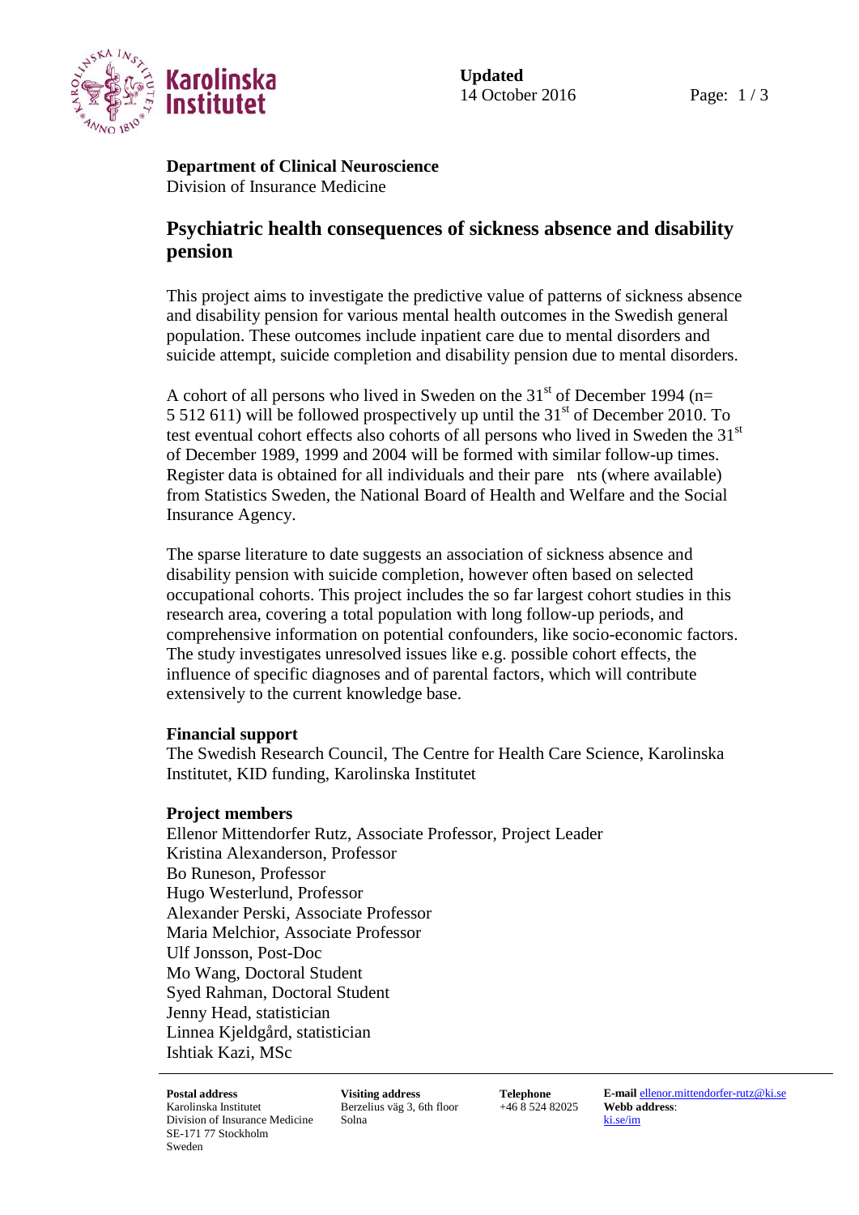**Updated**
14 October 2016

**Department of Clinical Neuroscience**
Division of Insurance Medicine

# Psychiatric health consequences of sickness absence and disability pension

This project aims to investigate the predictive value of patterns of sickness absence and disability pension for various mental health outcomes in the Swedish general population. These outcomes include inpatient care due to mental disorders and suicide attempt, suicide completion and disability pension due to mental disorders.

A cohort of all persons who lived in Sweden on the 31st of December 1994 (n= 5 512 611) will be followed prospectively up until the 31st of December 2010. To test eventual cohort effects also cohorts of all persons who lived in Sweden the 31st of December 1989, 1999 and 2004 will be formed with similar follow-up times. Register data is obtained for all individuals and their parents (where available) from Statistics Sweden, the National Board of Health and Welfare and the Social Insurance Agency.

The sparse literature to date suggests an association of sickness absence and disability pension with suicide completion, however often based on selected occupational cohorts. This project includes the so far largest cohort studies in this research area, covering a total population with long follow-up periods, and comprehensive information on potential confounders, like socio-economic factors. The study investigates unresolved issues like e.g. possible cohort effects, the influence of specific diagnoses and of parental factors, which will contribute extensively to the current knowledge base.

**Financial support**
The Swedish Research Council, The Centre for Health Care Science, Karolinska Institutet, KID funding, Karolinska Institutet

**Project members**
Ellenor Mittendorfer Rutz, Associate Professor, Project Leader
Kristina Alexanderson, Professor
Bo Runeson, Professor
Hugo Westerlund, Professor
Alexander Perski, Associate Professor
Maria Melchior, Associate Professor
Ulf Jonsson, Post-Doc
Mo Wang, Doctoral Student
Syed Rahman, Doctoral Student
Jenny Head, statistician
Linnea Kjeldgård, statistician
Ishtiak Kazi, MSc

**Postal address**
Karolinska Institutet
Division of Insurance Medicine
SE-171 77 Stockholm
Sweden

**Visiting address**
Berzelius väg 3, 6th floor
Solna

**Telephone**
+46 8 524 82025

**E-mail** ellenor.mittendorfer-rutz@ki.se
**Webb address**:
ki.se/im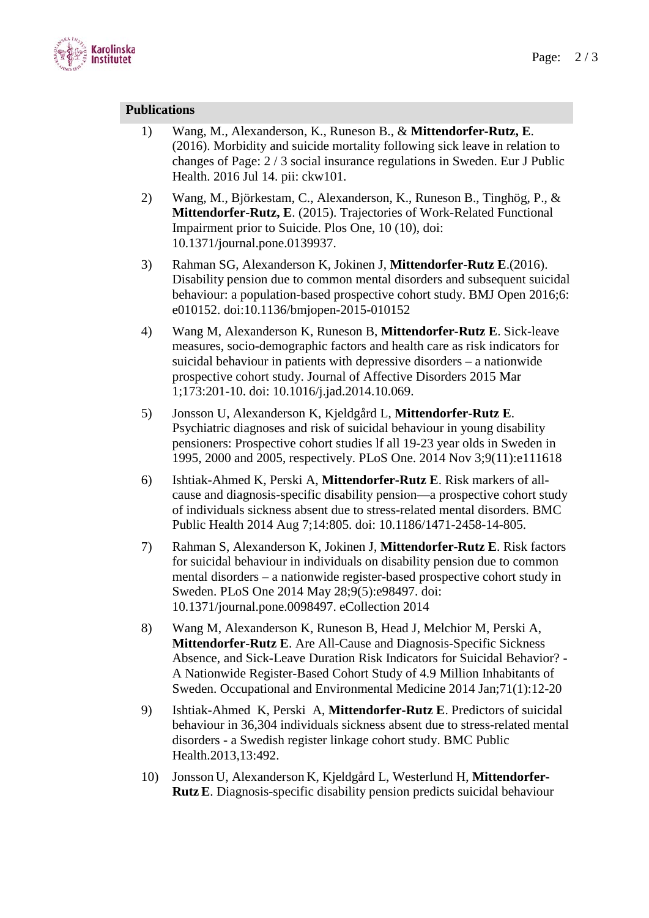## Publications

1) Wang, M., Alexanderson, K., Runeson B., & **Mittendorfer-Rutz, E**. (2016). Morbidity and suicide mortality following sick leave in relation to changes of Page: 2 / 3 social insurance regulations in Sweden. Eur J Public Health. 2016 Jul 14. pii: ckw101.

2) Wang, M., Björkestam, C., Alexanderson, K., Runeson B., Tinghög, P., & **Mittendorfer-Rutz, E**. (2015). Trajectories of Work-Related Functional Impairment prior to Suicide. Plos One, 10 (10), doi: 10.1371/journal.pone.0139937.

3) Rahman SG, Alexanderson K, Jokinen J, **Mittendorfer-Rutz E**.(2016). Disability pension due to common mental disorders and subsequent suicidal behaviour: a population-based prospective cohort study. BMJ Open 2016;6: e010152. doi:10.1136/bmjopen-2015-010152

4) Wang M, Alexanderson K, Runeson B, **Mittendorfer-Rutz E**. Sick-leave measures, socio-demographic factors and health care as risk indicators for suicidal behaviour in patients with depressive disorders – a nationwide prospective cohort study. Journal of Affective Disorders 2015 Mar 1;173:201-10. doi: 10.1016/j.jad.2014.10.069.

5) Jonsson U, Alexanderson K, Kjeldgård L, **Mittendorfer-Rutz E**. Psychiatric diagnoses and risk of suicidal behaviour in young disability pensioners: Prospective cohort studies lf all 19-23 year olds in Sweden in 1995, 2000 and 2005, respectively. PLoS One. 2014 Nov 3;9(11):e111618

6) Ishtiak-Ahmed K, Perski A, **Mittendorfer-Rutz E**. Risk markers of all-cause and diagnosis-specific disability pension—a prospective cohort study of individuals sickness absent due to stress-related mental disorders. BMC Public Health 2014 Aug 7;14:805. doi: 10.1186/1471-2458-14-805.

7) Rahman S, Alexanderson K, Jokinen J, **Mittendorfer-Rutz E**. Risk factors for suicidal behaviour in individuals on disability pension due to common mental disorders – a nationwide register-based prospective cohort study in Sweden. PLoS One 2014 May 28;9(5):e98497. doi: 10.1371/journal.pone.0098497. eCollection 2014

8) Wang M, Alexanderson K, Runeson B, Head J, Melchior M, Perski A, **Mittendorfer-Rutz E**. Are All-Cause and Diagnosis-Specific Sickness Absence, and Sick-Leave Duration Risk Indicators for Suicidal Behavior? - A Nationwide Register-Based Cohort Study of 4.9 Million Inhabitants of Sweden. Occupational and Environmental Medicine 2014 Jan;71(1):12-20

9) Ishtiak-Ahmed K, Perski A, **Mittendorfer-Rutz E**. Predictors of suicidal behaviour in 36,304 individuals sickness absent due to stress-related mental disorders - a Swedish register linkage cohort study. BMC Public Health.2013,13:492.

10) Jonsson U, Alexanderson K, Kjeldgård L, Westerlund H, **Mittendorfer-Rutz E**. Diagnosis-specific disability pension predicts suicidal behaviour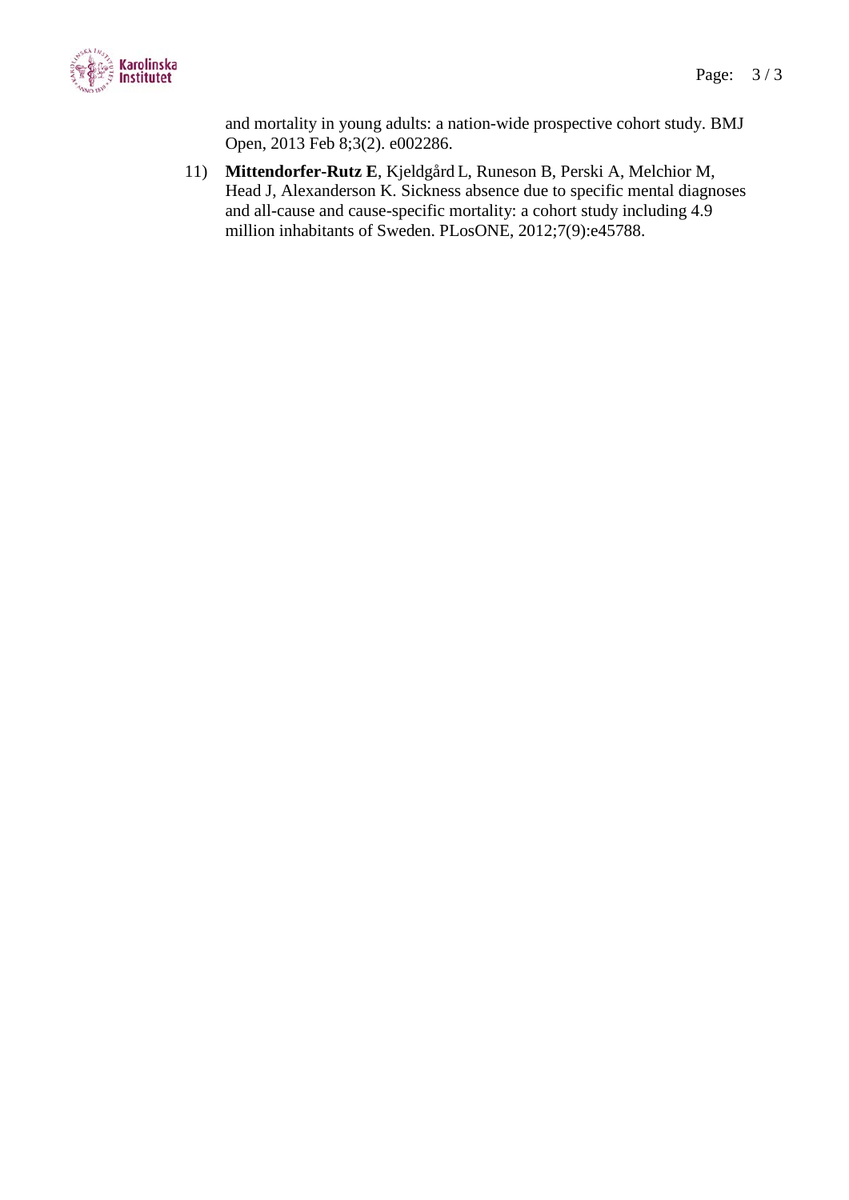and mortality in young adults: a nation-wide prospective cohort study. BMJ Open, 2013 Feb 8;3(2). e002286.

11) **Mittendorfer-Rutz E**, Kjeldgård L, Runeson B, Perski A, Melchior M, Head J, Alexanderson K. Sickness absence due to specific mental diagnoses and all-cause and cause-specific mortality: a cohort study including 4.9 million inhabitants of Sweden. PLosONE, 2012;7(9):e45788.